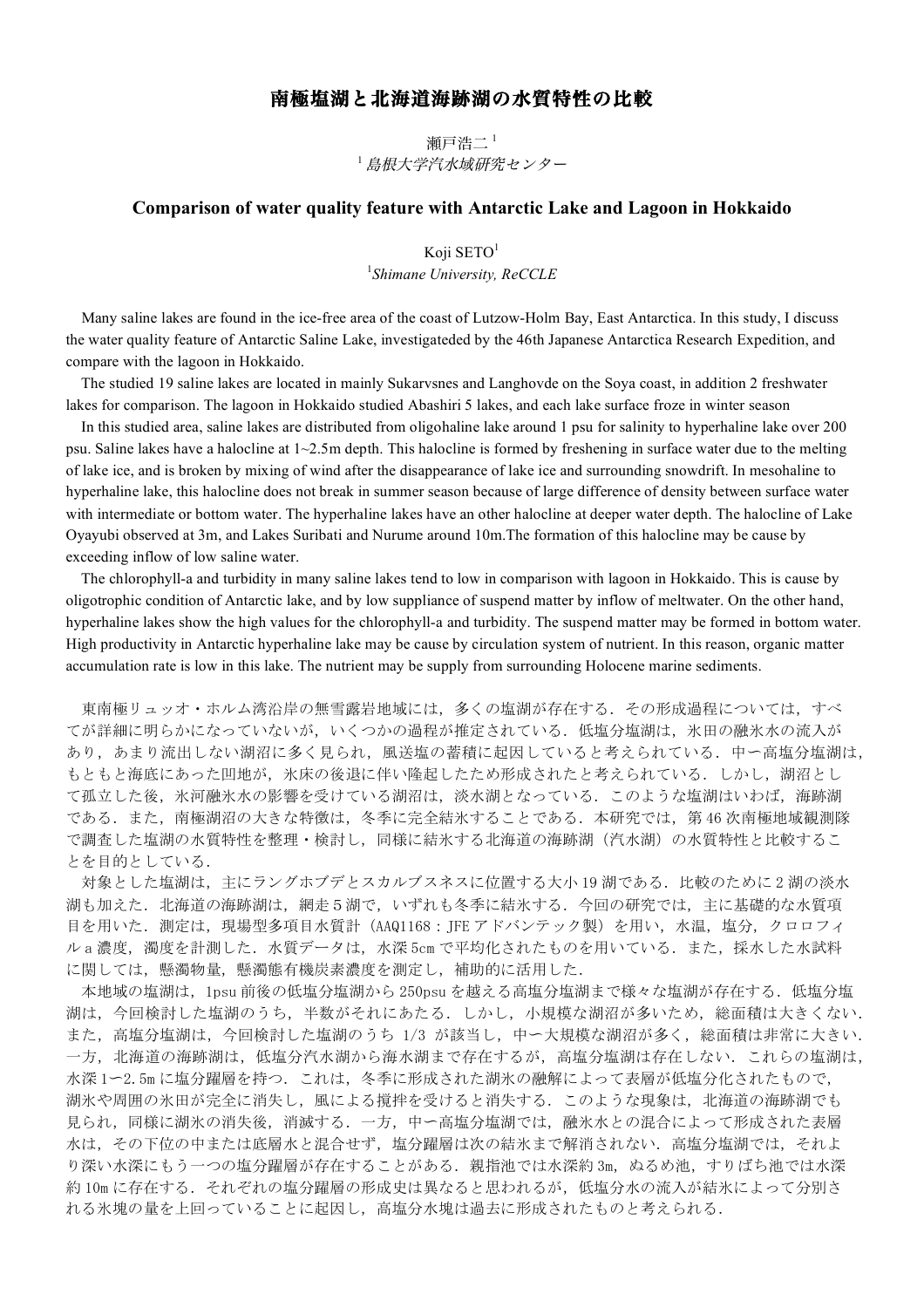# 南極塩湖と北海道海跡湖の水質特性の比較

瀬戸浩二[1]

[1] *島根大学汽水域研究センター*

## Comparison of water quality feature with Antarctic Lake and Lagoon in Hokkaido

Koji SETO[1]

[1]*Shimane University, ReCCLE*

Many saline lakes are found in the ice-free area of the coast of Lutzow-Holm Bay, East Antarctica. In this study, I discuss the water quality feature of Antarctic Saline Lake, investigateded by the 46th Japanese Antarctica Research Expedition, and compare with the lagoon in Hokkaido.

The studied 19 saline lakes are located in mainly Sukarvsnes and Langhovde on the Soya coast, in addition 2 freshwater lakes for comparison. The lagoon in Hokkaido studied Abashiri 5 lakes, and each lake surface froze in winter season

In this studied area, saline lakes are distributed from oligohaline lake around 1 psu for salinity to hyperhaline lake over 200 psu. Saline lakes have a halocline at 1~2.5m depth. This halocline is formed by freshening in surface water due to the melting of lake ice, and is broken by mixing of wind after the disappearance of lake ice and surrounding snowdrift. In mesohaline to hyperhaline lake, this halocline does not break in summer season because of large difference of density between surface water with intermediate or bottom water. The hyperhaline lakes have an other halocline at deeper water depth. The halocline of Lake Oyayubi observed at 3m, and Lakes Suribati and Nurume around 10m.The formation of this halocline may be cause by exceeding inflow of low saline water.

The chlorophyll-a and turbidity in many saline lakes tend to low in comparison with lagoon in Hokkaido. This is cause by oligotrophic condition of Antarctic lake, and by low suppliance of suspend matter by inflow of meltwater. On the other hand, hyperhaline lakes show the high values for the chlorophyll-a and turbidity. The suspend matter may be formed in bottom water. High productivity in Antarctic hyperhaline lake may be cause by circulation system of nutrient. In this reason, organic matter accumulation rate is low in this lake. The nutrient may be supply from surrounding Holocene marine sediments.

東南極リュッオ・ホルム湾沿岸の無雪露岩地域には，多くの塩湖が存在する．その形成過程については，すべてが詳細に明らかになっていないが，いくつかの過程が推定されている．低塩分塩湖は，氷田の融氷水の流入があり，あまり流出しない湖沼に多く見られ，風送塩の蓄積に起因していると考えられている．中ー高塩分塩湖は，もともと海底にあった凹地が，氷床の後退に伴い隆起したため形成されたと考えられている．しかし，湖沼として孤立した後，氷河融氷水の影響を受けている湖沼は，淡水湖となっている．このような塩湖はいわば，海跡湖である．また，南極湖沼の大きな特徴は，冬季に完全結氷することである．本研究では，第46次南極地域観測隊で調査した塩湖の水質特性を整理・検討し，同様に結氷する北海道の海跡湖（汽水湖）の水質特性と比較することを目的としている．

対象とした塩湖は，主にラングホブデとスカルブスネスに位置する大小19湖である．比較のために2湖の淡水湖も加えた．北海道の海跡湖は，網走5湖で，いずれも冬季に結氷する．今回の研究では，主に基礎的な水質項目を用いた．測定は，現場型多項目水質計（AAQ1168：JFEアドバンテック製）を用い，水温，塩分，クロロフィルa濃度，濁度を計測した．水質データは，水深5cmで平均化されたものを用いている．また，採水した水試料に関しては，懸濁物量，懸濁態有機炭素濃度を測定し，補助的に活用した．

本地域の塩湖は，1psu前後の低塩分塩湖から250psuを越える高塩分塩湖まで様々な塩湖が存在する．低塩分塩湖は，今回検討した塩湖のうち，半数がそれにあたる．しかし，小規模な湖沼が多いため，総面積は大きくない．また，高塩分塩湖は，今回検討した塩湖のうち 1/3 が該当し，中ー大規模な湖沼が多く，総面積は非常に大きい．一方，北海道の海跡湖は，低塩分汽水湖から海水湖まで存在するが，高塩分塩湖は存在しない．これらの塩湖は，水深1ー2.5mに塩分躍層を持つ．これは，冬季に形成された湖氷の融解によって表層が低塩分化されたもので，湖氷や周囲の氷田が完全に消失し，風による攪拌を受けると消失する．このような現象は，北海道の海跡湖でも見られ，同様に湖氷の消失後，消滅する．一方，中ー高塩分塩湖では，融氷水との混合によって形成された表層水は，その下位の中または底層水と混合せず，塩分躍層は次の結氷まで解消されない．高塩分塩湖では，それより深い水深にもう一つの塩分躍層が存在することがある．親指池では水深約3m，ぬるめ池，すりばち池では水深約10mに存在する．それぞれの塩分躍層の形成史は異なると思われるが，低塩分水の流入が結氷によって分別される氷塊の量を上回っていることに起因し，高塩分水塊は過去に形成されたものと考えられる．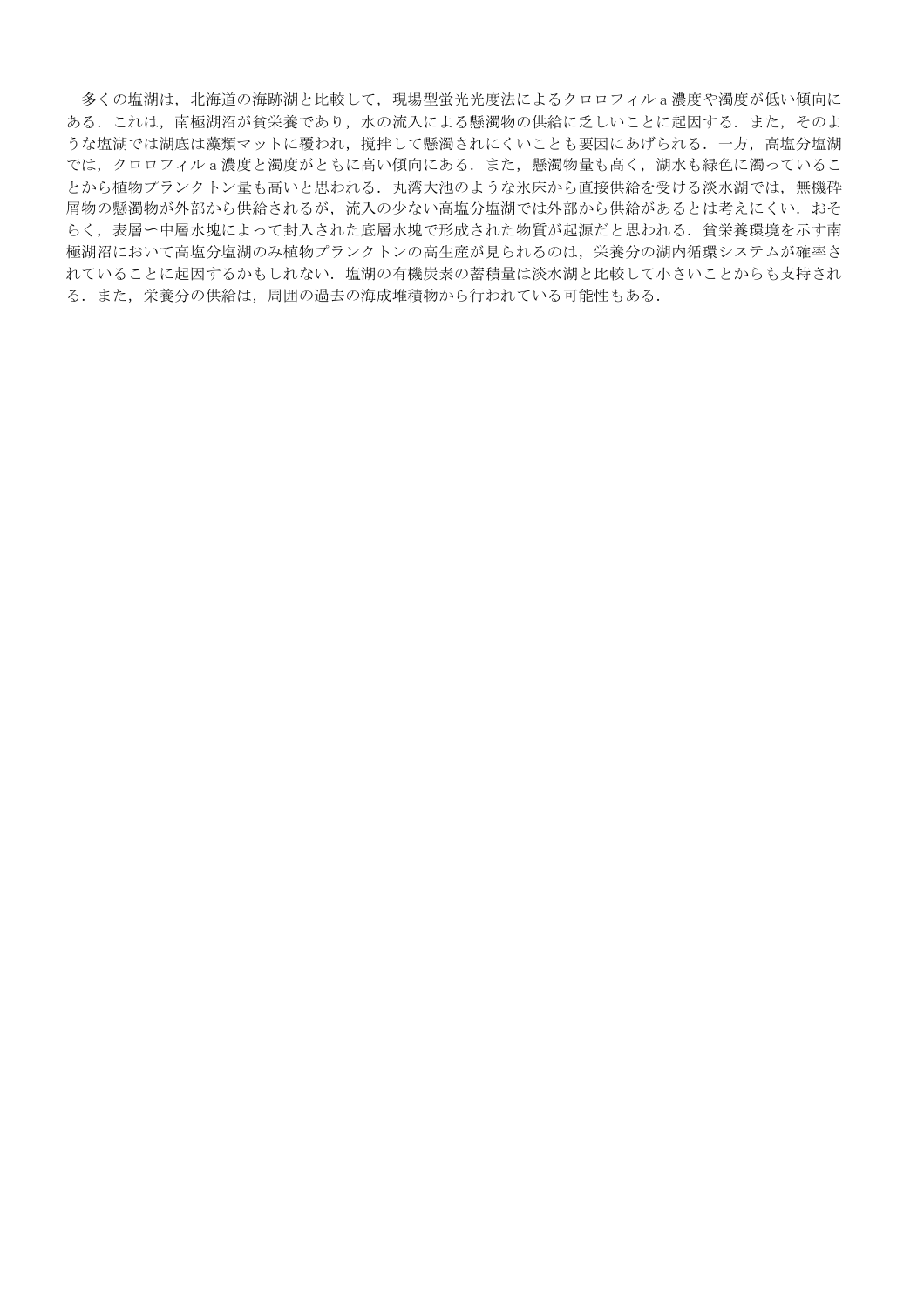多くの塩湖は，北海道の海跡湖と比較して，現場型蛍光光度法によるクロロフィル a 濃度や濁度が低い傾向にある．これは，南極湖沼が貧栄養であり，水の流入による懸濁物の供給に乏しいことに起因する．また，そのような塩湖では湖底は藻類マットに覆われ，撹拌して懸濁されにくいことも要因にあげられる．一方，高塩分塩湖では，クロロフィル a 濃度と濁度がともに高い傾向にある．また，懸濁物量も高く，湖水も緑色に濁っていることから植物プランクトン量も高いと思われる．丸湾大池のような氷床から直接供給を受ける淡水湖では，無機砕屑物の懸濁物が外部から供給されるが，流入の少ない高塩分塩湖では外部から供給があるとは考えにくい．おそらく，表層ー中層水塊によって封入された底層水塊で形成された物質が起源だと思われる．貧栄養環境を示す南極湖沼において高塩分塩湖のみ植物プランクトンの高生産が見られるのは，栄養分の湖内循環システムが確率されていることに起因するかもしれない．塩湖の有機炭素の蓄積量は淡水湖と比較して小さいことからも支持される．また，栄養分の供給は，周囲の過去の海成堆積物から行われている可能性もある．